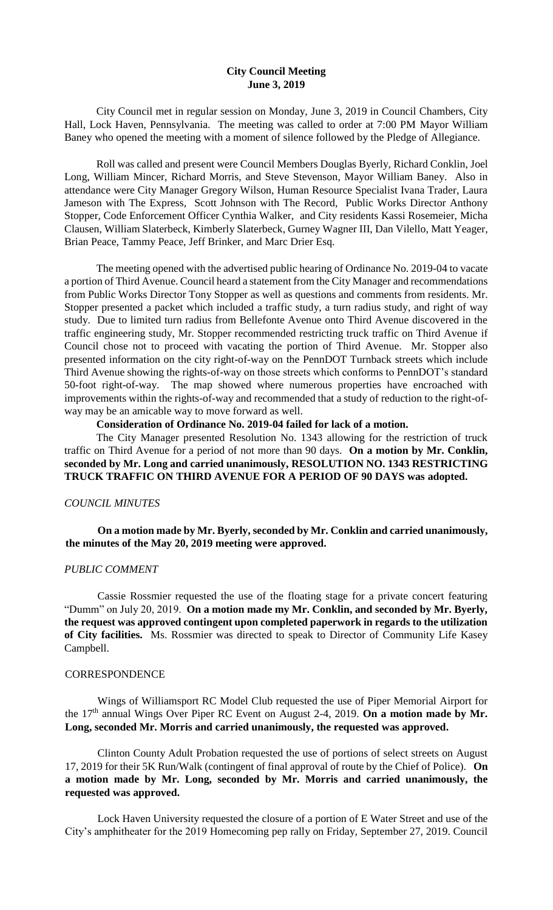# City Council Meeting
## June 3, 2019

City Council met in regular session on Monday, June 3, 2019 in Council Chambers, City Hall, Lock Haven, Pennsylvania. The meeting was called to order at 7:00 PM Mayor William Baney who opened the meeting with a moment of silence followed by the Pledge of Allegiance.

Roll was called and present were Council Members Douglas Byerly, Richard Conklin, Joel Long, William Mincer, Richard Morris, and Steve Stevenson, Mayor William Baney. Also in attendance were City Manager Gregory Wilson, Human Resource Specialist Ivana Trader, Laura Jameson with The Express, Scott Johnson with The Record, Public Works Director Anthony Stopper, Code Enforcement Officer Cynthia Walker, and City residents Kassi Rosemeier, Micha Clausen, William Slaterbeck, Kimberly Slaterbeck, Gurney Wagner III, Dan Vilello, Matt Yeager, Brian Peace, Tammy Peace, Jeff Brinker, and Marc Drier Esq.

The meeting opened with the advertised public hearing of Ordinance No. 2019-04 to vacate a portion of Third Avenue. Council heard a statement from the City Manager and recommendations from Public Works Director Tony Stopper as well as questions and comments from residents. Mr. Stopper presented a packet which included a traffic study, a turn radius study, and right of way study. Due to limited turn radius from Bellefonte Avenue onto Third Avenue discovered in the traffic engineering study, Mr. Stopper recommended restricting truck traffic on Third Avenue if Council chose not to proceed with vacating the portion of Third Avenue. Mr. Stopper also presented information on the city right-of-way on the PennDOT Turnback streets which include Third Avenue showing the rights-of-way on those streets which conforms to PennDOT's standard 50-foot right-of-way. The map showed where numerous properties have encroached with improvements within the rights-of-way and recommended that a study of reduction to the right-of-way may be an amicable way to move forward as well.

**Consideration of Ordinance No. 2019-04 failed for lack of a motion.**

The City Manager presented Resolution No. 1343 allowing for the restriction of truck traffic on Third Avenue for a period of not more than 90 days. **On a motion by Mr. Conklin, seconded by Mr. Long and carried unanimously, RESOLUTION NO. 1343 RESTRICTING TRUCK TRAFFIC ON THIRD AVENUE FOR A PERIOD OF 90 DAYS was adopted.**

*COUNCIL MINUTES*

**On a motion made by Mr. Byerly, seconded by Mr. Conklin and carried unanimously, the minutes of the May 20, 2019 meeting were approved.**

*PUBLIC COMMENT*

Cassie Rossmier requested the use of the floating stage for a private concert featuring "Dumm" on July 20, 2019. **On a motion made my Mr. Conklin, and seconded by Mr. Byerly, the request was approved contingent upon completed paperwork in regards to the utilization of City facilities.** Ms. Rossmier was directed to speak to Director of Community Life Kasey Campbell.

CORRESPONDENCE

Wings of Williamsport RC Model Club requested the use of Piper Memorial Airport for the 17th annual Wings Over Piper RC Event on August 2-4, 2019. **On a motion made by Mr. Long, seconded Mr. Morris and carried unanimously, the requested was approved.**

Clinton County Adult Probation requested the use of portions of select streets on August 17, 2019 for their 5K Run/Walk (contingent of final approval of route by the Chief of Police). **On a motion made by Mr. Long, seconded by Mr. Morris and carried unanimously, the requested was approved.**

Lock Haven University requested the closure of a portion of E Water Street and use of the City's amphitheater for the 2019 Homecoming pep rally on Friday, September 27, 2019. Council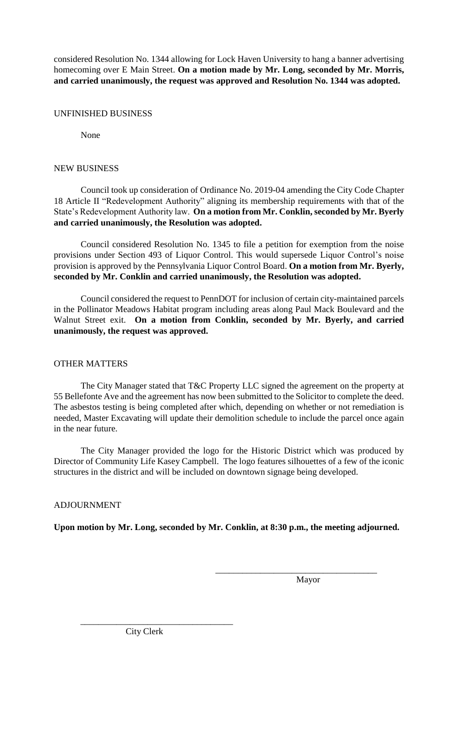considered Resolution No. 1344 allowing for Lock Haven University to hang a banner advertising homecoming over E Main Street. **On a motion made by Mr. Long, seconded by Mr. Morris, and carried unanimously, the request was approved and Resolution No. 1344 was adopted.**

UNFINISHED BUSINESS

None

NEW BUSINESS

Council took up consideration of Ordinance No. 2019-04 amending the City Code Chapter 18 Article II "Redevelopment Authority" aligning its membership requirements with that of the State's Redevelopment Authority law. **On a motion from Mr. Conklin, seconded by Mr. Byerly and carried unanimously, the Resolution was adopted.**

Council considered Resolution No. 1345 to file a petition for exemption from the noise provisions under Section 493 of Liquor Control. This would supersede Liquor Control's noise provision is approved by the Pennsylvania Liquor Control Board. **On a motion from Mr. Byerly, seconded by Mr. Conklin and carried unanimously, the Resolution was adopted.**

Council considered the request to PennDOT for inclusion of certain city-maintained parcels in the Pollinator Meadows Habitat program including areas along Paul Mack Boulevard and the Walnut Street exit. **On a motion from Conklin, seconded by Mr. Byerly, and carried unanimously, the request was approved.**

OTHER MATTERS

The City Manager stated that T&C Property LLC signed the agreement on the property at 55 Bellefonte Ave and the agreement has now been submitted to the Solicitor to complete the deed. The asbestos testing is being completed after which, depending on whether or not remediation is needed, Master Excavating will update their demolition schedule to include the parcel once again in the near future.

The City Manager provided the logo for the Historic District which was produced by Director of Community Life Kasey Campbell. The logo features silhouettes of a few of the iconic structures in the district and will be included on downtown signage being developed.

ADJOURNMENT

**Upon motion by Mr. Long, seconded by Mr. Conklin, at 8:30 p.m., the meeting adjourned.**

\_\_\_\_\_\_\_\_\_\_\_\_\_\_\_\_\_\_\_\_\_\_\_\_\_\_\_\_\_\_\_\_\_\_\_\_

Mayor

\_\_\_\_\_\_\_\_\_\_\_\_\_\_\_\_\_\_\_\_\_\_\_\_\_\_\_\_\_\_\_\_\_\_\_\_

City Clerk